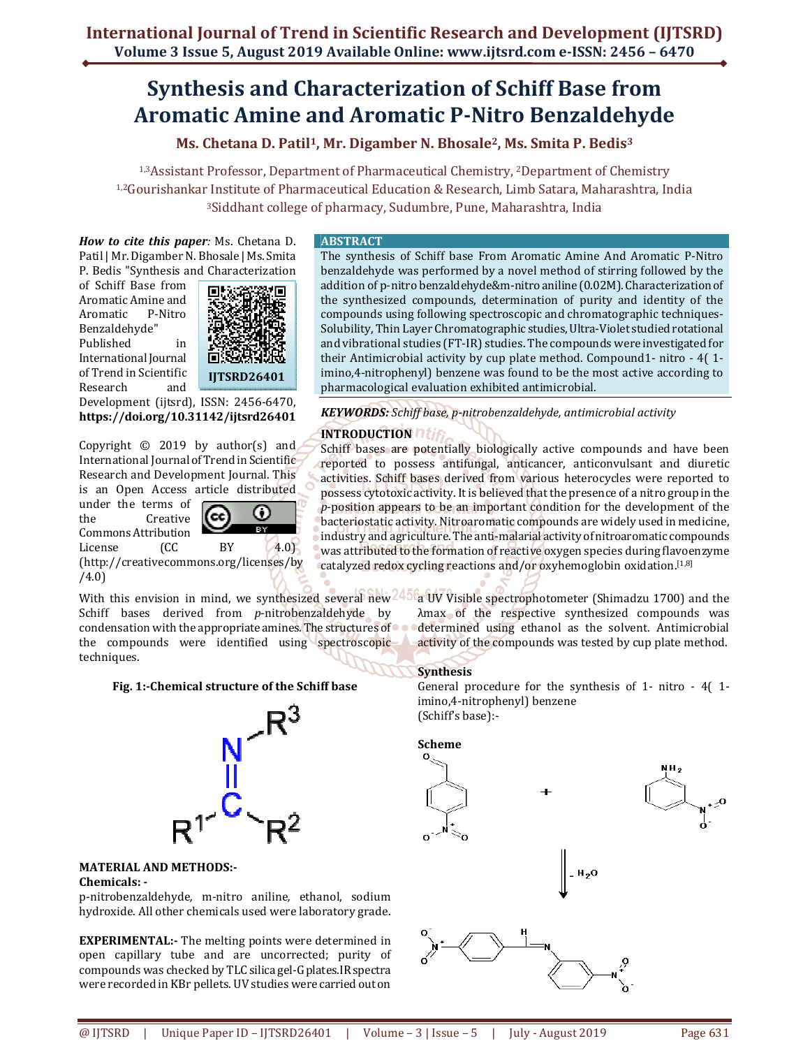# Synthesis and Characterization of Schiff Base from Aromatic Amine and Aromatic P-Nitro Benzaldehyde

**Ms. Chetana D. Patil[1], Mr. Digamber N. Bhosale[2], Ms. Smita P. Bedis[3]**

[1,3]Assistant Professor, Department of Pharmaceutical Chemistry, [2]Department of Chemistry
[1,2]Gourishankar Institute of Pharmaceutical Education & Research, Limb Satara, Maharashtra, India
[3]Siddhant college of pharmacy, Sudumbre, Pune, Maharashtra, India

***How to cite this paper:*** Ms. Chetana D. Patil | Mr. Digamber N. Bhosale | Ms. Smita P. Bedis "Synthesis and Characterization of Schiff Base from Aromatic Amine and Aromatic P-Nitro Benzaldehyde" Published in International Journal of Trend in Scientific Research and Development (ijtsrd), ISSN: 2456-6470, **https://doi.org/10.31142/ijtsrd26401**

IJTSRD26401

Copyright © 2019 by author(s) and International Journal of Trend in Scientific Research and Development Journal. This is an Open Access article distributed under the terms of the Creative Commons Attribution License (CC BY 4.0) (http://creativecommons.org/licenses/by/4.0)

## ABSTRACT

The synthesis of Schiff base From Aromatic Amine And Aromatic P-Nitro benzaldehyde was performed by a novel method of stirring followed by the addition of p-nitro benzaldehyde&m-nitro aniline (0.02M). Characterization of the synthesized compounds, determination of purity and identity of the compounds using following spectroscopic and chromatographic techniques-Solubility, Thin Layer Chromatographic studies, Ultra-Violet studied rotational and vibrational studies (FT-IR) studies. The compounds were investigated for their Antimicrobial activity by cup plate method. Compound1- nitro - 4( 1-imino,4-nitrophenyl) benzene was found to be the most active according to pharmacological evaluation exhibited antimicrobial.

***KEYWORDS:*** *Schiff base, p-nitrobenzaldehyde, antimicrobial activity*

## INTRODUCTION

Schiff bases are potentially biologically active compounds and have been reported to possess antifungal, anticancer, anticonvulsant and diuretic activities. Schiff bases derived from various heterocycles were reported to possess cytotoxic activity. It is believed that the presence of a nitro group in the *p*-position appears to be an important condition for the development of the bacteriostatic activity. Nitroaromatic compounds are widely used in medicine, industry and agriculture. The anti-malarial activity of nitroaromatic compounds was attributed to the formation of reactive oxygen species during flavoenzyme catalyzed redox cycling reactions and/or oxyhemoglobin oxidation.[1,8]

With this envision in mind, we synthesized several new Schiff bases derived from *p*-nitrobenzaldehyde by condensation with the appropriate amines. The structures of the compounds were identified using spectroscopic techniques.

**Fig. 1:-Chemical structure of the Schiff base**

## MATERIAL AND METHODS:-

**Chemicals: -**

p-nitrobenzaldehyde, m-nitro aniline, ethanol, sodium hydroxide. All other chemicals used were laboratory grade.

**EXPERIMENTAL:-** The melting points were determined in open capillary tube and are uncorrected; purity of compounds was checked by TLC silica gel-G plates. IR spectra were recorded in KBr pellets. UV studies were carried out on a UV Visible spectrophotometer (Shimadzu 1700) and the λmax of the respective synthesized compounds was determined using ethanol as the solvent. Antimicrobial activity of the compounds was tested by cup plate method.

### Synthesis

General procedure for the synthesis of 1- nitro - 4( 1-imino,4-nitrophenyl) benzene (Schiff's base):-

**Scheme**

$- H_2O$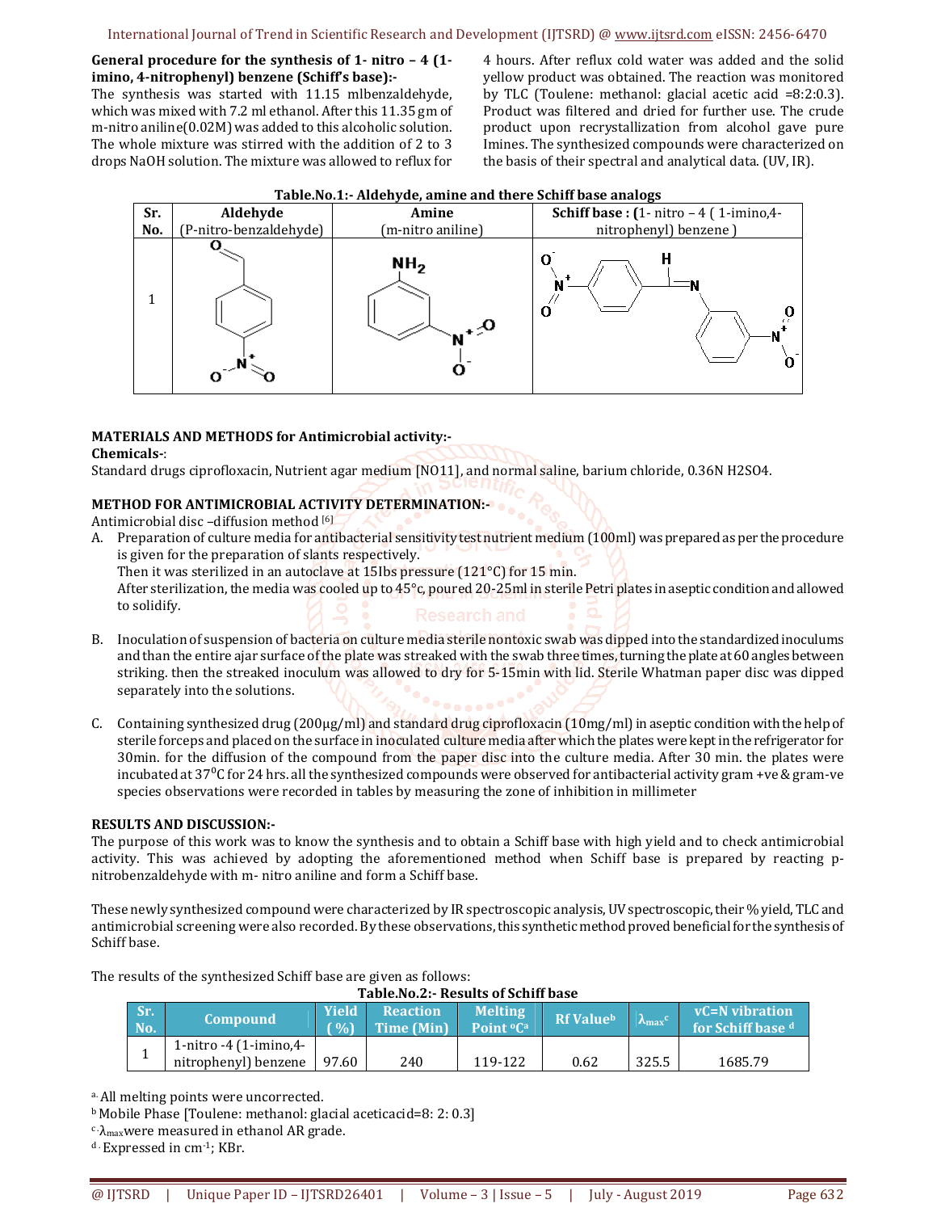**General procedure for the synthesis of 1- nitro – 4 (1-imino, 4-nitrophenyl) benzene (Schiff's base):-**

The synthesis was started with 11.15 mlbenzaldehyde, which was mixed with 7.2 ml ethanol. After this 11.35 gm of m-nitro aniline(0.02M) was added to this alcoholic solution. The whole mixture was stirred with the addition of 2 to 3 drops NaOH solution. The mixture was allowed to reflux for 4 hours. After reflux cold water was added and the solid yellow product was obtained. The reaction was monitored by TLC (Toulene: methanol: glacial acetic acid =8:2:0.3). Product was filtered and dried for further use. The crude product upon recrystallization from alcohol gave pure Imines. The synthesized compounds were characterized on the basis of their spectral and analytical data. (UV, IR).

**Table.No.1:- Aldehyde, amine and there Schiff base analogs**

| Sr. No. | Aldehyde (P-nitro-benzaldehyde) | Amine (m-nitro aniline) | Schiff base : (1- nitro – 4 ( 1-imino,4-nitrophenyl) benzene ) |
|---|---|---|---|
| 1 | | | |

**MATERIALS AND METHODS for Antimicrobial activity:-**

**Chemicals-**:

Standard drugs ciprofloxacin, Nutrient agar medium [NO11], and normal saline, barium chloride, 0.36N H2SO4.

**METHOD FOR ANTIMICROBIAL ACTIVITY DETERMINATION:-**

Antimicrobial disc –diffusion method [6]

A. Preparation of culture media for antibacterial sensitivity test nutrient medium (100ml) was prepared as per the procedure is given for the preparation of slants respectively.
   Then it was sterilized in an autoclave at 15Ibs pressure (121°C) for 15 min.
   After sterilization, the media was cooled up to 45°c, poured 20-25ml in sterile Petri plates in aseptic condition and allowed to solidify.

B. Inoculation of suspension of bacteria on culture media sterile nontoxic swab was dipped into the standardized inoculums and than the entire ajar surface of the plate was streaked with the swab three times, turning the plate at 60 angles between striking. then the streaked inoculum was allowed to dry for 5-15min with lid. Sterile Whatman paper disc was dipped separately into the solutions.

C. Containing synthesized drug (200µg/ml) and standard drug ciprofloxacin (10mg/ml) in aseptic condition with the help of sterile forceps and placed on the surface in inoculated culture media after which the plates were kept in the refrigerator for 30min. for the diffusion of the compound from the paper disc into the culture media. After 30 min. the plates were incubated at 37$^0$C for 24 hrs. all the synthesized compounds were observed for antibacterial activity gram +ve & gram-ve species observations were recorded in tables by measuring the zone of inhibition in millimeter

**RESULTS AND DISCUSSION:-**

The purpose of this work was to know the synthesis and to obtain a Schiff base with high yield and to check antimicrobial activity. This was achieved by adopting the aforementioned method when Schiff base is prepared by reacting p-nitrobenzaldehyde with m- nitro aniline and form a Schiff base.

These newly synthesized compound were characterized by IR spectroscopic analysis, UV spectroscopic, their % yield, TLC and antimicrobial screening were also recorded. By these observations, this synthetic method proved beneficial for the synthesis of Schiff base.

The results of the synthesized Schiff base are given as follows:

**Table.No.2:- Results of Schiff base**

| Sr. No. | Compound | Yield ( %) | Reaction Time (Min) | Melting Point °C[a] | Rf Value[b] | $\lambda_{max}$[c] | vC=N vibration for Schiff base [d] |
|---|---|---|---|---|---|---|---|
| 1 | 1-nitro -4 (1-imino,4-nitrophenyl) benzene | 97.60 | 240 | 119-122 | 0.62 | 325.5 | 1685.79 |

[a] All melting points were uncorrected.

[b] Mobile Phase [Toulene: methanol: glacial aceticacid=8: 2: 0.3]

[c] $\lambda_{max}$were measured in ethanol AR grade.

[d] Expressed in cm$^{-1}$; KBr.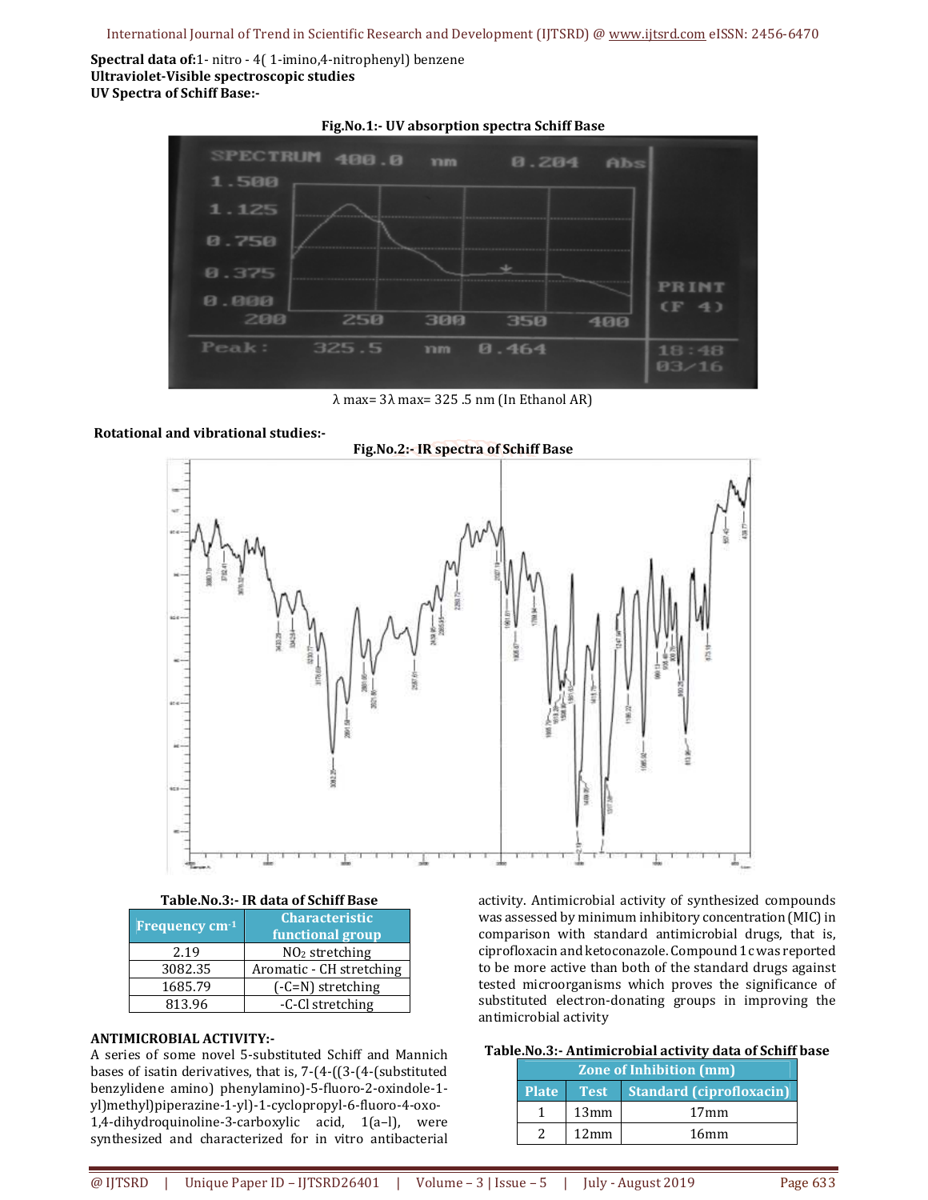**Spectral data of:** 1- nitro - 4( 1-imino,4-nitrophenyl) benzene

**Ultraviolet-Visible spectroscopic studies**

**UV Spectra of Schiff Base:-**

**Fig.No.1:- UV absorption spectra Schiff Base**

λ max= 3λ max= 325 .5 nm (In Ethanol AR)

**Rotational and vibrational studies:-**

**Fig.No.2:- IR spectra of Schiff Base**

**Table.No.3:- IR data of Schiff Base**

| Frequency $cm^{-1}$ | Characteristic functional group |
|---|---|
| 2.19 | $NO_2$ stretching |
| 3082.35 | Aromatic - CH stretching |
| 1685.79 | (-C=N) stretching |
| 813.96 | -C-Cl stretching |

**ANTIMICROBIAL ACTIVITY:-**

A series of some novel 5-substituted Schiff and Mannich bases of isatin derivatives, that is, 7-(4-((3-(4-(substituted benzylidene amino) phenylamino)-5-fluoro-2-oxindole-1-yl)methyl)piperazine-1-yl)-1-cyclopropyl-6-fluoro-4-oxo-1,4-dihydroquinoline-3-carboxylic acid, 1(a–l), were synthesized and characterized for in vitro antibacterial activity. Antimicrobial activity of synthesized compounds was assessed by minimum inhibitory concentration (MIC) in comparison with standard antimicrobial drugs, that is, ciprofloxacin and ketoconazole. Compound 1c was reported to be more active than both of the standard drugs against tested microorganisms which proves the significance of substituted electron-donating groups in improving the antimicrobial activity

**Table.No.3:- Antimicrobial activity data of Schiff base**

| Zone of Inhibition (mm) | | |
|---|---|---|
| Plate | Test | Standard (ciprofloxacin) |
| 1 | 13mm | 17mm |
| 2 | 12mm | 16mm |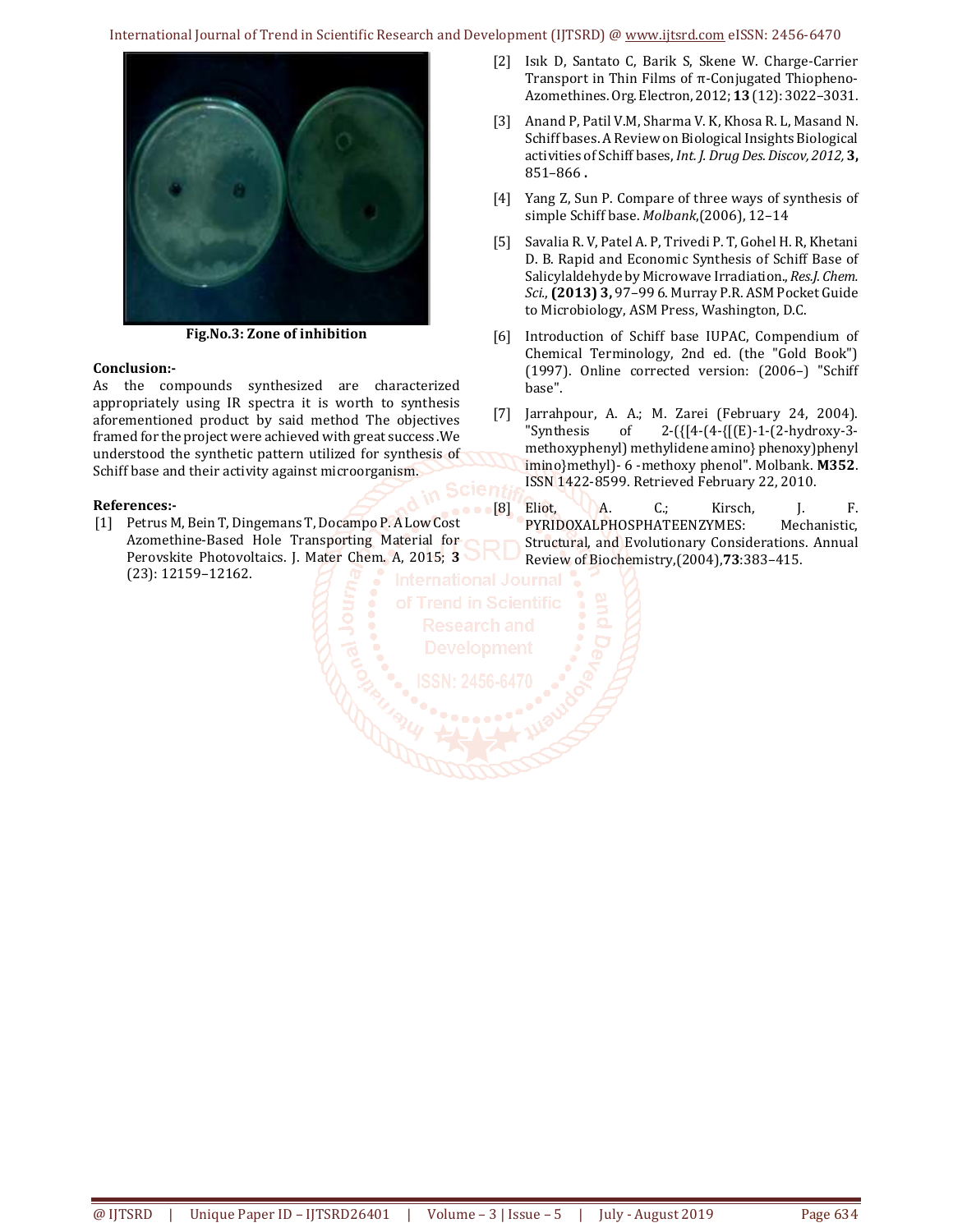Fig.No.3: Zone of inhibition

**Conclusion:-**

As the compounds synthesized are characterized appropriately using IR spectra it is worth to synthesis aforementioned product by said method The objectives framed for the project were achieved with great success .We understood the synthetic pattern utilized for synthesis of Schiff base and their activity against microorganism.

**References:-**

[1] Petrus M, Bein T, Dingemans T, Docampo P. A Low Cost Azomethine-Based Hole Transporting Material for Perovskite Photovoltaics. J. Mater Chem. A, 2015; **3** (23): 12159–12162.

[2] Isık D, Santato C, Barik S, Skene W. Charge-Carrier Transport in Thin Films of π-Conjugated Thiopheno-Azomethines. Org. Electron, 2012; **13** (12): 3022–3031.

[3] Anand P, Patil V.M, Sharma V. K, Khosa R. L, Masand N. Schiff bases. A Review on Biological Insights Biological activities of Schiff bases, *Int. J. Drug Des. Discov, 2012,* **3,** 851–866 **.**

[4] Yang Z, Sun P. Compare of three ways of synthesis of simple Schiff base. *Molbank*,(2006), 12–14

[5] Savalia R. V, Patel A. P, Trivedi P. T, Gohel H. R, Khetani D. B. Rapid and Economic Synthesis of Schiff Base of Salicylaldehyde by Microwave Irradiation., *Res.J. Chem. Sci.*, **(2013) 3,** 97–99 6. Murray P.R. ASM Pocket Guide to Microbiology, ASM Press, Washington, D.C.

[6] Introduction of Schiff base IUPAC, Compendium of Chemical Terminology, 2nd ed. (the "Gold Book") (1997). Online corrected version: (2006–) "Schiff base".

[7] Jarrahpour, A. A.; M. Zarei (February 24, 2004). "Synthesis of 2-({[4-(4-{[(E)-1-(2-hydroxy-3-methoxyphenyl) methylidene amino} phenoxy)phenyl imino}methyl)- 6 -methoxy phenol". Molbank. **M352**. ISSN 1422-8599. Retrieved February 22, 2010.

[8] Eliot, A. C.; Kirsch, J. F. PYRIDOXALPHOSPHATEENZYMES: Mechanistic, Structural, and Evolutionary Considerations. Annual Review of Biochemistry,(2004),**73**:383–415.